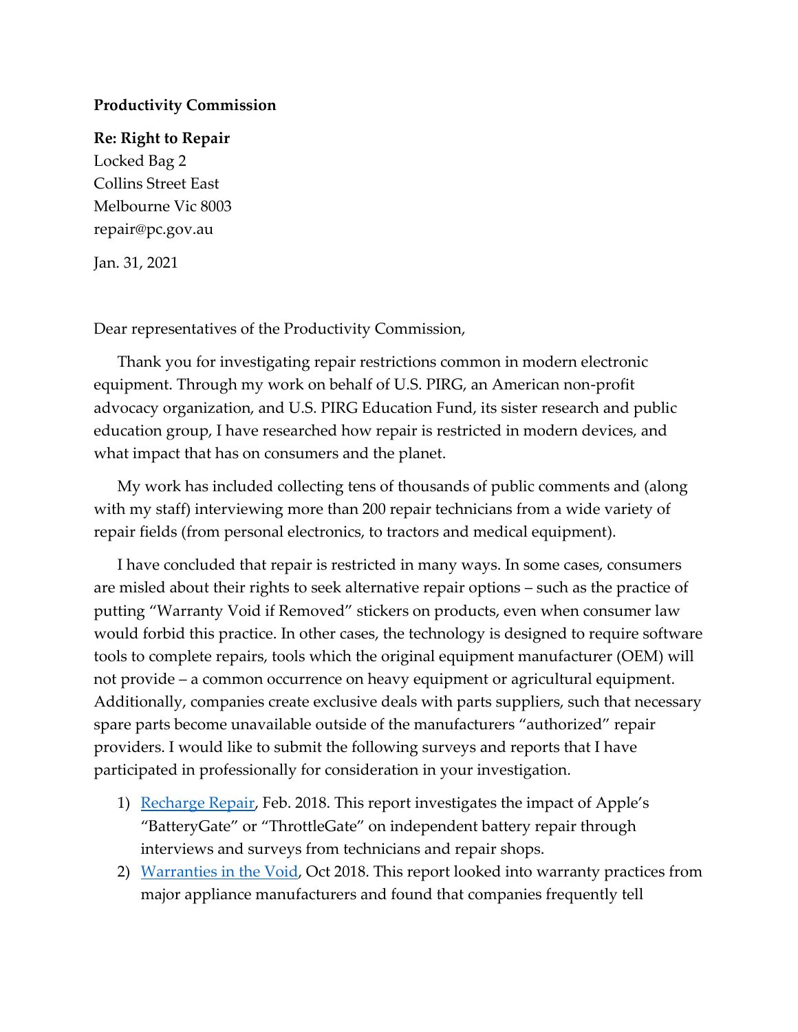**Productivity Commission**

**Re: Right to Repair**
Locked Bag 2
Collins Street East
Melbourne Vic 8003
repair@pc.gov.au

Jan. 31, 2021

Dear representatives of the Productivity Commission,

Thank you for investigating repair restrictions common in modern electronic equipment. Through my work on behalf of U.S. PIRG, an American non-profit advocacy organization, and U.S. PIRG Education Fund, its sister research and public education group, I have researched how repair is restricted in modern devices, and what impact that has on consumers and the planet.

My work has included collecting tens of thousands of public comments and (along with my staff) interviewing more than 200 repair technicians from a wide variety of repair fields (from personal electronics, to tractors and medical equipment).

I have concluded that repair is restricted in many ways. In some cases, consumers are misled about their rights to seek alternative repair options – such as the practice of putting "Warranty Void if Removed" stickers on products, even when consumer law would forbid this practice. In other cases, the technology is designed to require software tools to complete repairs, tools which the original equipment manufacturer (OEM) will not provide – a common occurrence on heavy equipment or agricultural equipment. Additionally, companies create exclusive deals with parts suppliers, such that necessary spare parts become unavailable outside of the manufacturers "authorized" repair providers. I would like to submit the following surveys and reports that I have participated in professionally for consideration in your investigation.

1) Recharge Repair, Feb. 2018. This report investigates the impact of Apple's "BatteryGate" or "ThrottleGate" on independent battery repair through interviews and surveys from technicians and repair shops.
2) Warranties in the Void, Oct 2018. This report looked into warranty practices from major appliance manufacturers and found that companies frequently tell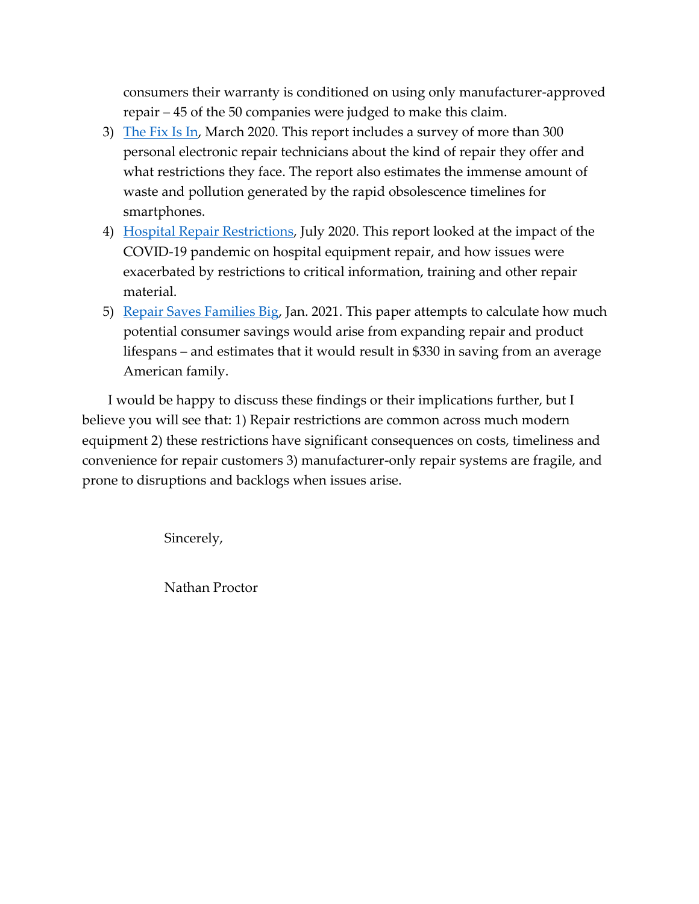consumers their warranty is conditioned on using only manufacturer-approved repair – 45 of the 50 companies were judged to make this claim.

3) [The Fix Is In](), March 2020. This report includes a survey of more than 300 personal electronic repair technicians about the kind of repair they offer and what restrictions they face. The report also estimates the immense amount of waste and pollution generated by the rapid obsolescence timelines for smartphones.
4) [Hospital Repair Restrictions](), July 2020. This report looked at the impact of the COVID-19 pandemic on hospital equipment repair, and how issues were exacerbated by restrictions to critical information, training and other repair material.
5) [Repair Saves Families Big](), Jan. 2021. This paper attempts to calculate how much potential consumer savings would arise from expanding repair and product lifespans – and estimates that it would result in $330 in saving from an average American family.

I would be happy to discuss these findings or their implications further, but I believe you will see that: 1) Repair restrictions are common across much modern equipment 2) these restrictions have significant consequences on costs, timeliness and convenience for repair customers 3) manufacturer-only repair systems are fragile, and prone to disruptions and backlogs when issues arise.

Sincerely,

Nathan Proctor